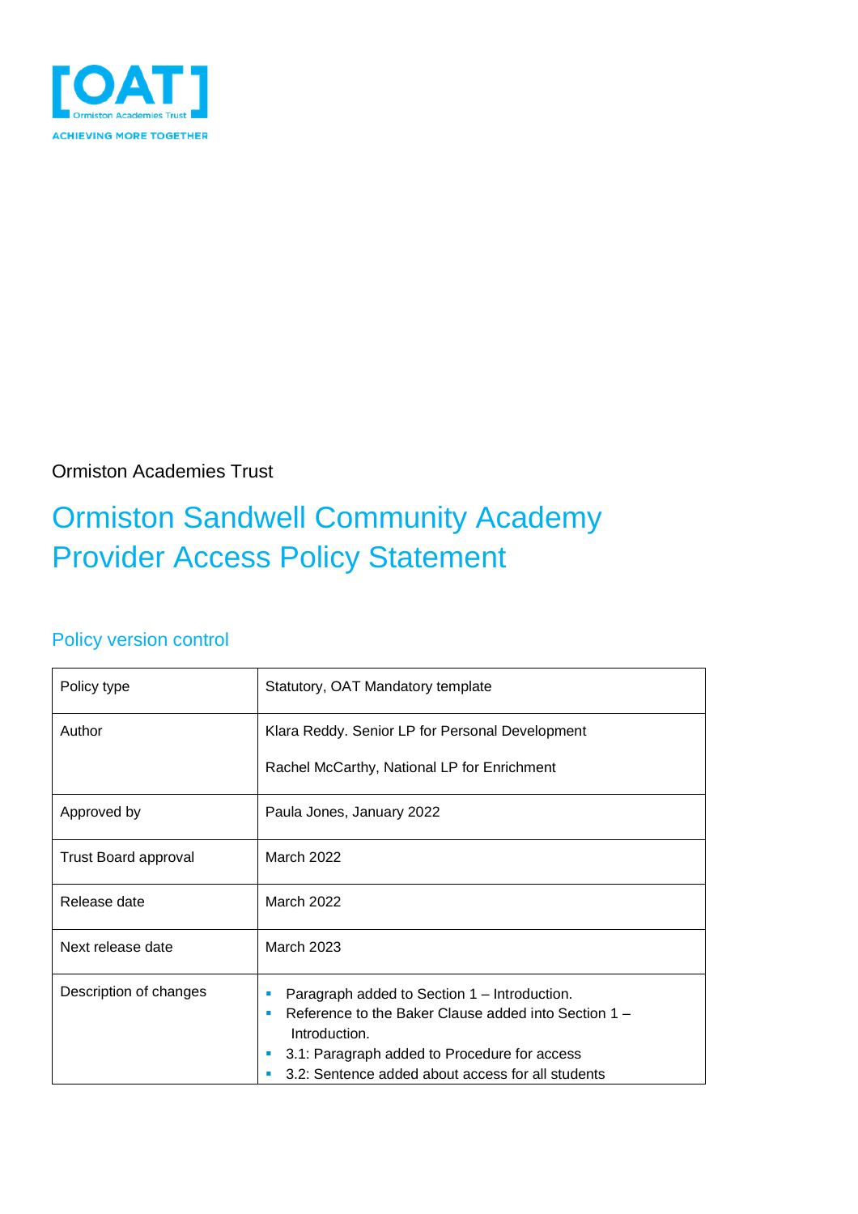[OAT] Ormiston Academies Trust

ACHIEVING MORE TOGETHER

Ormiston Academies Trust

# Ormiston Sandwell Community Academy Provider Access Policy Statement

## Policy version control

| Policy type | Statutory, OAT Mandatory template |
|---|---|
| Author | Klara Reddy. Senior LP for Personal Development<br><br>Rachel McCarthy, National LP for Enrichment |
| Approved by | Paula Jones, January 2022 |
| Trust Board approval | March 2022 |
| Release date | March 2022 |
| Next release date | March 2023 |
| Description of changes | - Paragraph added to Section 1 – Introduction.<br>- Reference to the Baker Clause added into Section 1 – Introduction.<br>- 3.1: Paragraph added to Procedure for access<br>- 3.2: Sentence added about access for all students |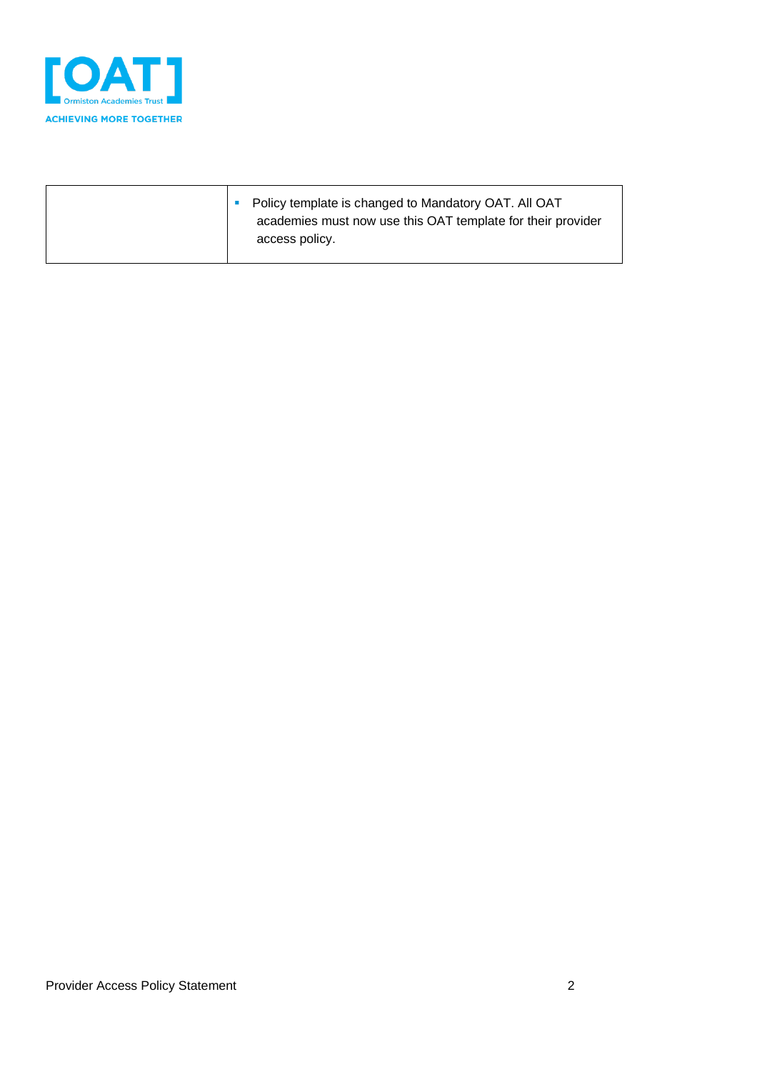|  |  |
|---|---|
|  | ▪ Policy template is changed to Mandatory OAT. All OAT academies must now use this OAT template for their provider access policy. |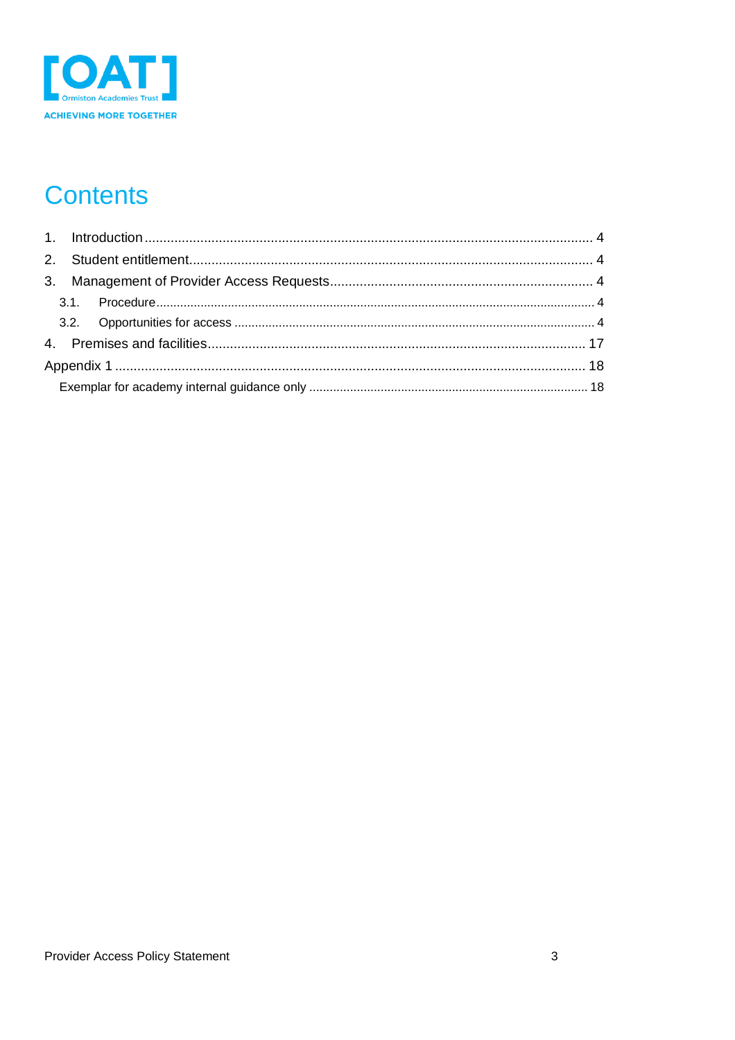# Contents

1. Introduction ........ 4
2. Student entitlement ........ 4
3. Management of Provider Access Requests ........ 4
   - 3.1. Procedure ........ 4
   - 3.2. Opportunities for access ........ 4
4. Premises and facilities ........ 17

Appendix 1 ........ 18

- Exemplar for academy internal guidance only ........ 18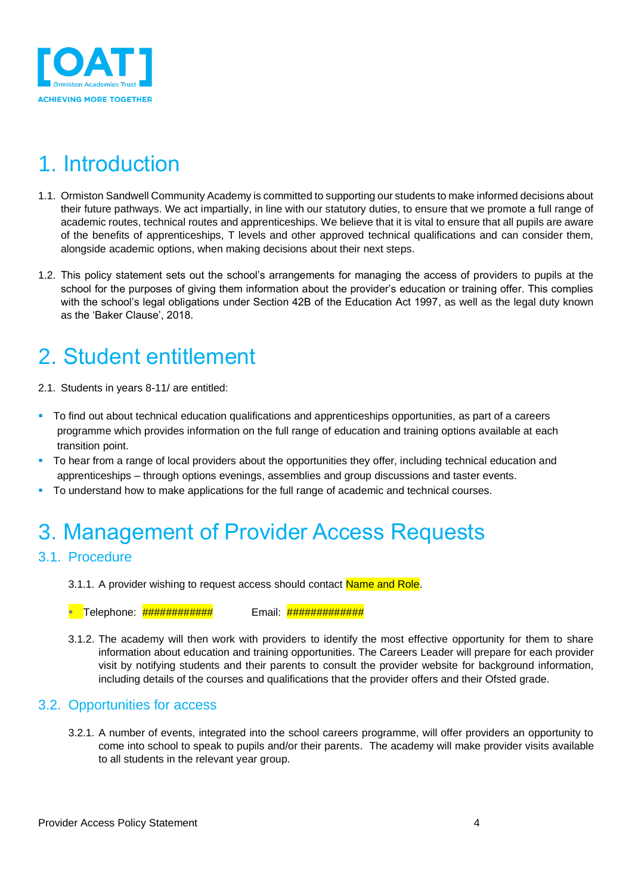# 1. Introduction

1.1. Ormiston Sandwell Community Academy is committed to supporting our students to make informed decisions about their future pathways. We act impartially, in line with our statutory duties, to ensure that we promote a full range of academic routes, technical routes and apprenticeships. We believe that it is vital to ensure that all pupils are aware of the benefits of apprenticeships, T levels and other approved technical qualifications and can consider them, alongside academic options, when making decisions about their next steps.

1.2. This policy statement sets out the school's arrangements for managing the access of providers to pupils at the school for the purposes of giving them information about the provider's education or training offer. This complies with the school's legal obligations under Section 42B of the Education Act 1997, as well as the legal duty known as the 'Baker Clause', 2018.

# 2. Student entitlement

2.1. Students in years 8-11/ are entitled:

- To find out about technical education qualifications and apprenticeships opportunities, as part of a careers programme which provides information on the full range of education and training options available at each transition point.
- To hear from a range of local providers about the opportunities they offer, including technical education and apprenticeships – through options evenings, assemblies and group discussions and taster events.
- To understand how to make applications for the full range of academic and technical courses.

# 3. Management of Provider Access Requests

## 3.1. Procedure

3.1.1. A provider wishing to request access should contact Name and Role.

- Telephone: ############ Email: #############

3.1.2. The academy will then work with providers to identify the most effective opportunity for them to share information about education and training opportunities. The Careers Leader will prepare for each provider visit by notifying students and their parents to consult the provider website for background information, including details of the courses and qualifications that the provider offers and their Ofsted grade.

## 3.2. Opportunities for access

3.2.1. A number of events, integrated into the school careers programme, will offer providers an opportunity to come into school to speak to pupils and/or their parents. The academy will make provider visits available to all students in the relevant year group.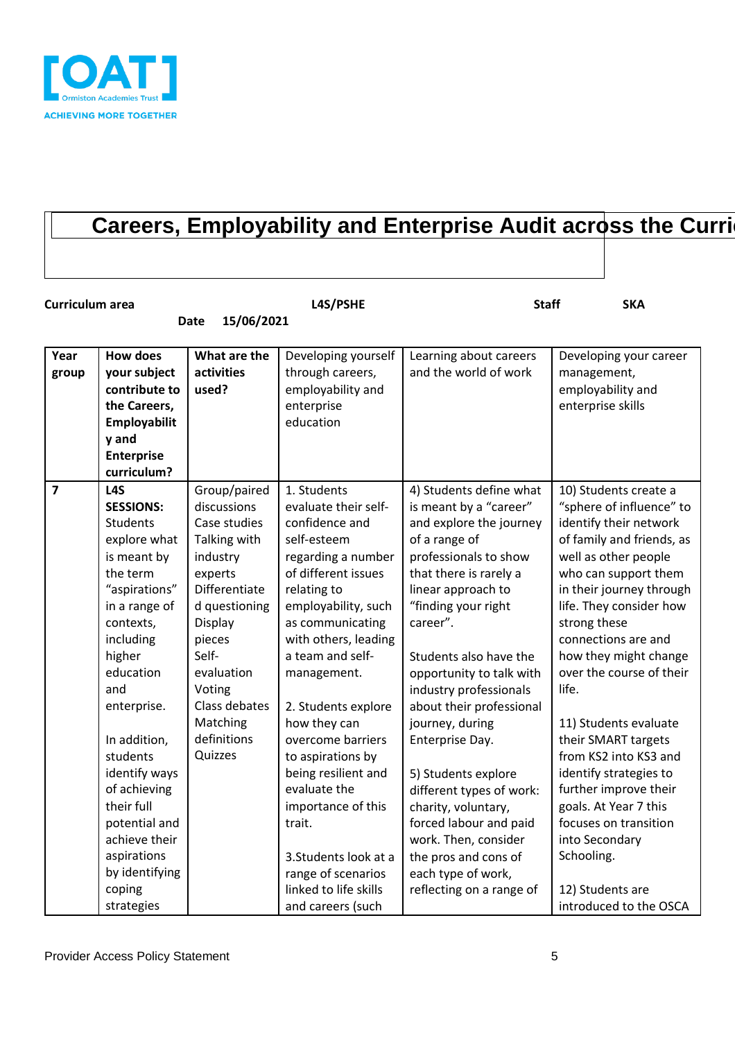[OAT] Ormiston Academies Trust
ACHIEVING MORE TOGETHER

# Careers, Employability and Enterprise Audit across the Curri

**Curriculum area** **L4S/PSHE** **Staff** **SKA**

**Date** **15/06/2021**

| **Year group** | **How does your subject contribute to the Careers, Employability and Enterprise curriculum?** | **What are the activities used?** | Developing yourself through careers, employability and enterprise education | Learning about careers and the world of work | Developing your career management, employability and enterprise skills |
|---|---|---|---|---|---|
| **7** | **L4S SESSIONS:** Students explore what is meant by the term "aspirations" in a range of contexts, including higher education and enterprise.<br><br>In addition, students identify ways of achieving their full potential and achieve their aspirations by identifying coping strategies | Group/paired discussions<br>Case studies<br>Talking with industry experts<br>Differentiated questioning<br>Display pieces<br>Self-evaluation<br>Voting<br>Class debates<br>Matching definitions<br>Quizzes | 1. Students evaluate their self-confidence and self-esteem regarding a number of different issues relating to employability, such as communicating with others, leading a team and self-management.<br><br>2. Students explore how they can overcome barriers to aspirations by being resilient and evaluate the importance of this trait.<br><br>3.Students look at a range of scenarios linked to life skills and careers (such | 4) Students define what is meant by a "career" and explore the journey of a range of professionals to show that there is rarely a linear approach to "finding your right career".<br><br>Students also have the opportunity to talk with industry professionals about their professional journey, during Enterprise Day.<br><br>5) Students explore different types of work: charity, voluntary, forced labour and paid work. Then, consider the pros and cons of each type of work, reflecting on a range of | 10) Students create a "sphere of influence" to identify their network of family and friends, as well as other people who can support them in their journey through life. They consider how strong these connections are and how they might change over the course of their life.<br><br>11) Students evaluate their SMART targets from KS2 into KS3 and identify strategies to further improve their goals. At Year 7 this focuses on transition into Secondary Schooling.<br><br>12) Students are introduced to the OSCA |

Provider Access Policy Statement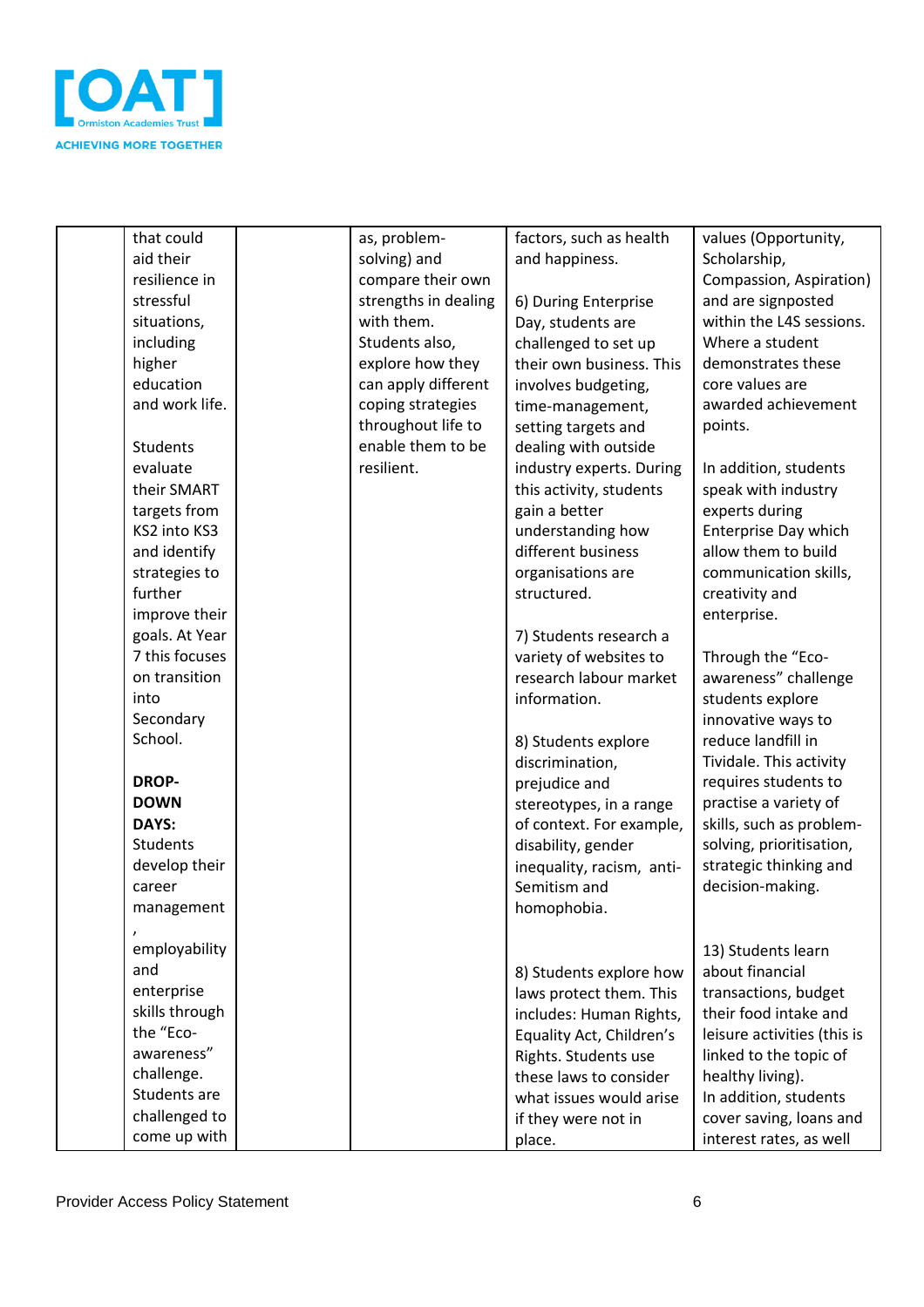| | | | | | |
|---|---|---|---|---|---|
| | that could aid their resilience in stressful situations, including higher education and work life.<br><br>Students evaluate their SMART targets from KS2 into KS3 and identify strategies to further improve their goals. At Year 7 this focuses on transition into Secondary School.<br><br>**DROP-DOWN DAYS:** Students develop their career management, employability and enterprise skills through the "Eco-awareness" challenge. Students are challenged to come up with | | as, problem-solving) and compare their own strengths in dealing with them. Students also, explore how they can apply different coping strategies throughout life to enable them to be resilient. | factors, such as health and happiness.<br><br>6) During Enterprise Day, students are challenged to set up their own business. This involves budgeting, time-management, setting targets and dealing with outside industry experts. During this activity, students gain a better understanding how different business organisations are structured.<br><br>7) Students research a variety of websites to research labour market information.<br><br>8) Students explore discrimination, prejudice and stereotypes, in a range of context. For example, disability, gender inequality, racism, anti-Semitism and homophobia.<br><br>8) Students explore how laws protect them. This includes: Human Rights, Equality Act, Children's Rights. Students use these laws to consider what issues would arise if they were not in place. | values (Opportunity, Scholarship, Compassion, Aspiration) and are signposted within the L4S sessions. Where a student demonstrates these core values are awarded achievement points.<br><br>In addition, students speak with industry experts during Enterprise Day which allow them to build communication skills, creativity and enterprise.<br><br>Through the "Eco-awareness" challenge students explore innovative ways to reduce landfill in Tividale. This activity requires students to practise a variety of skills, such as problem-solving, prioritisation, strategic thinking and decision-making.<br><br>13) Students learn about financial transactions, budget their food intake and leisure activities (this is linked to the topic of healthy living).<br>In addition, students cover saving, loans and interest rates, as well |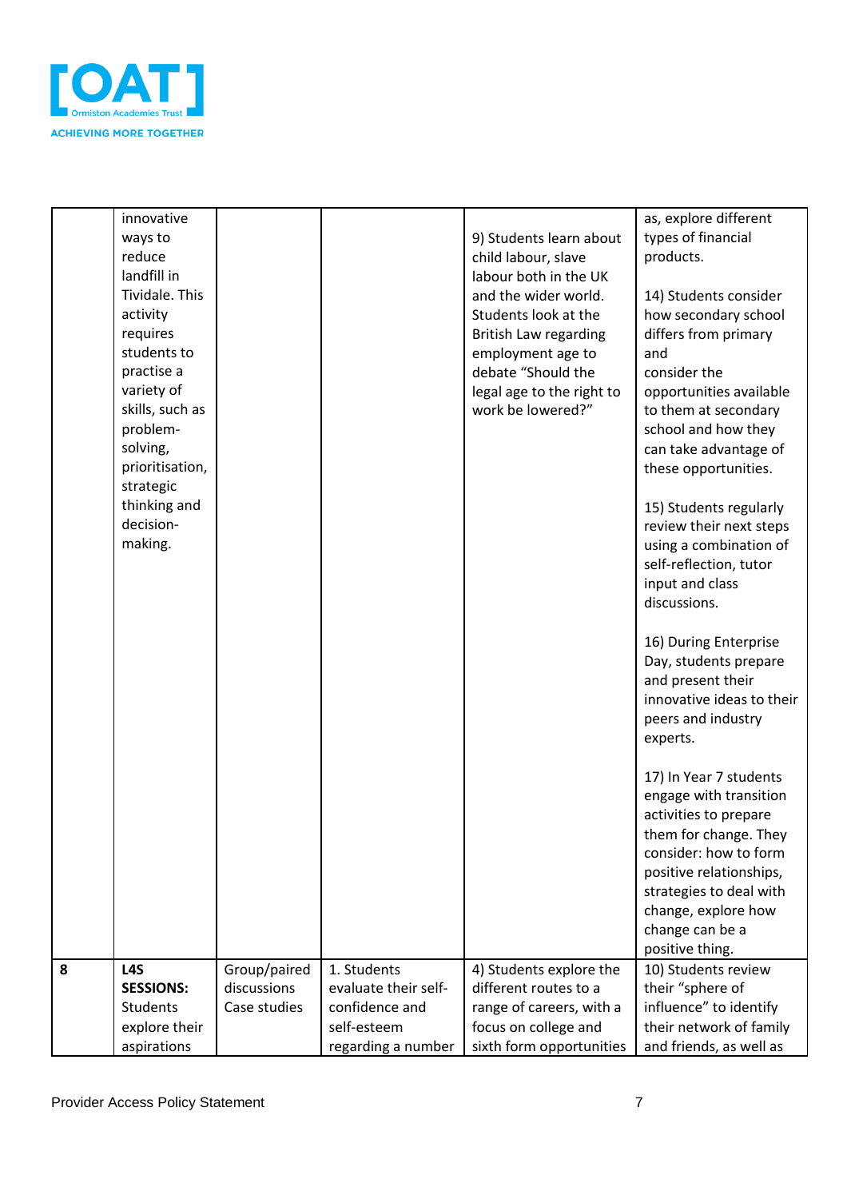| | | | | | |
|---|---|---|---|---|---|
| | innovative ways to reduce landfill in Tividale. This activity requires students to practise a variety of skills, such as problem-solving, prioritisation, strategic thinking and decision-making. | | | 9) Students learn about child labour, slave labour both in the UK and the wider world. Students look at the British Law regarding employment age to debate "Should the legal age to the right to work be lowered?" | as, explore different types of financial products.<br><br>14) Students consider how secondary school differs from primary and consider the opportunities available to them at secondary school and how they can take advantage of these opportunities.<br><br>15) Students regularly review their next steps using a combination of self-reflection, tutor input and class discussions.<br><br>16) During Enterprise Day, students prepare and present their innovative ideas to their peers and industry experts.<br><br>17) In Year 7 students engage with transition activities to prepare them for change. They consider: how to form positive relationships, strategies to deal with change, explore how change can be a positive thing. |
| **8** | **L4S SESSIONS:** Students explore their aspirations | Group/paired discussions<br>Case studies | 1. Students evaluate their self-confidence and self-esteem regarding a number | 4) Students explore the different routes to a range of careers, with a focus on college and sixth form opportunities | 10) Students review their "sphere of influence" to identify their network of family and friends, as well as |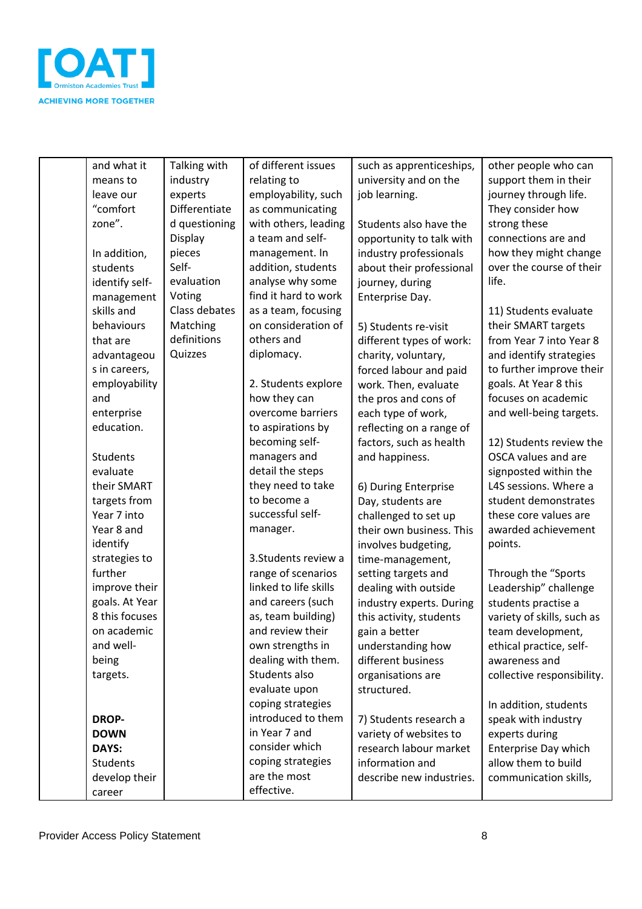|  |  |  |  |  |  |
|---|---|---|---|---|---|
|  | and what it means to leave our "comfort zone".<br><br>In addition, students identify self-management skills and behaviours that are advantageous in careers, employability and enterprise education.<br><br>Students evaluate their SMART targets from Year 7 into Year 8 and identify strategies to further improve their goals. At Year 8 this focuses on academic and well-being targets.<br><br>**DROP-DOWN DAYS:** Students develop their career | Talking with industry experts<br>Differentiated questioning<br>Display pieces<br>Self-evaluation<br>Voting<br>Class debates<br>Matching definitions<br>Quizzes | of different issues relating to employability, such as communicating with others, leading a team and self-management. In addition, students analyse why some find it hard to work as a team, focusing on consideration of others and diplomacy.<br><br>2. Students explore how they can overcome barriers to aspirations by becoming self-managers and detail the steps they need to take to become a successful self-manager.<br><br>3.Students review a range of scenarios linked to life skills and careers (such as, team building) and review their own strengths in dealing with them. Students also evaluate upon coping strategies introduced to them in Year 7 and consider which coping strategies are the most effective. | such as apprenticeships, university and on the job learning.<br><br>Students also have the opportunity to talk with industry professionals about their professional journey, during Enterprise Day.<br><br>5) Students re-visit different types of work: charity, voluntary, forced labour and paid work. Then, evaluate the pros and cons of each type of work, reflecting on a range of factors, such as health and happiness.<br><br>6) During Enterprise Day, students are challenged to set up their own business. This involves budgeting, time-management, setting targets and dealing with outside industry experts. During this activity, students gain a better understanding how different business organisations are structured.<br><br>7) Students research a variety of websites to research labour market information and describe new industries. | other people who can support them in their journey through life. They consider how strong these connections are and how they might change over the course of their life.<br><br>11) Students evaluate their SMART targets from Year 7 into Year 8 and identify strategies to further improve their goals. At Year 8 this focuses on academic and well-being targets.<br><br>12) Students review the OSCA values and are signposted within the L4S sessions. Where a student demonstrates these core values are awarded achievement points.<br><br>Through the "Sports Leadership" challenge students practise a variety of skills, such as team development, ethical practice, self-awareness and collective responsibility.<br><br>In addition, students speak with industry experts during Enterprise Day which allow them to build communication skills, |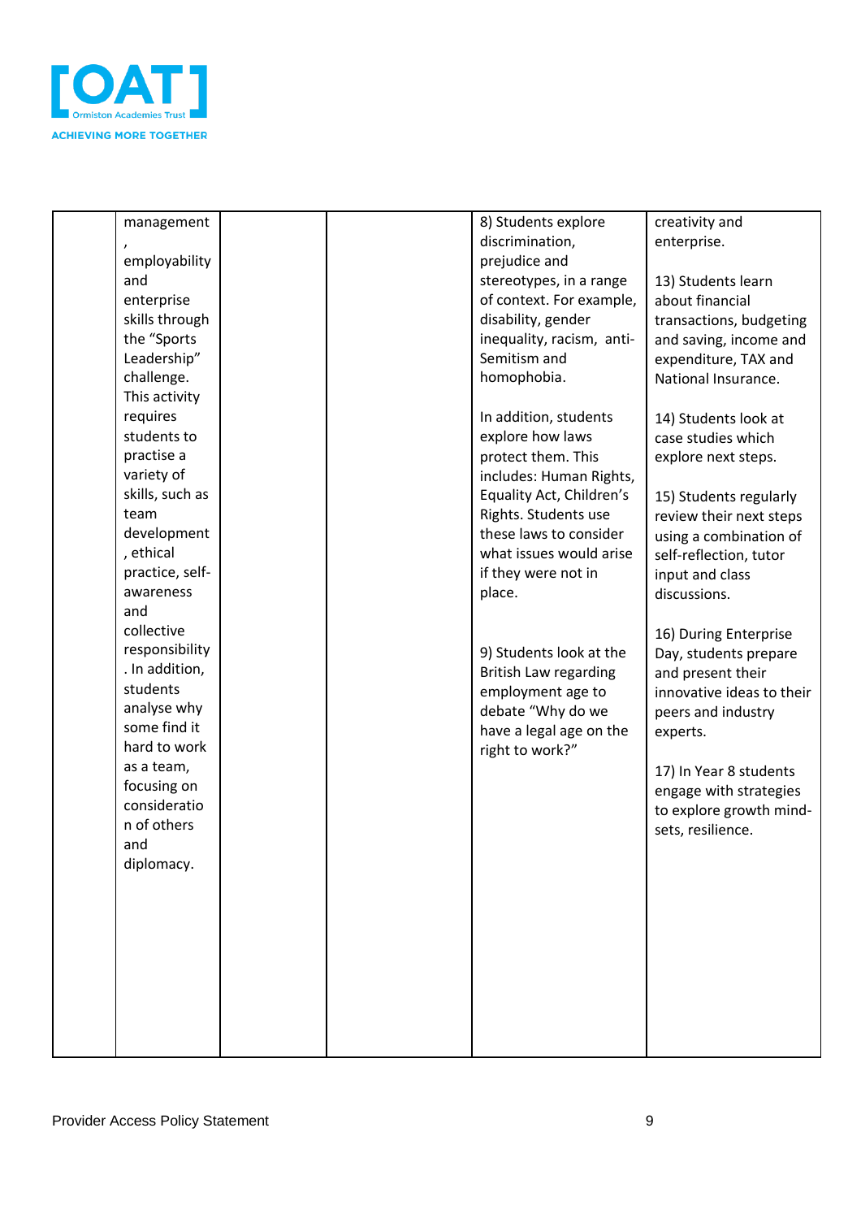|  |  |  |  |  |  |
|---|---|---|---|---|---|
|  | management, employability and enterprise skills through the "Sports Leadership" challenge. This activity requires students to practise a variety of skills, such as team development, ethical practice, self-awareness and collective responsibility. In addition, students analyse why some find it hard to work as a team, focusing on consideration of others and diplomacy. |  |  | 8) Students explore discrimination, prejudice and stereotypes, in a range of context. For example, disability, gender inequality, racism, anti-Semitism and homophobia.<br><br>In addition, students explore how laws protect them. This includes: Human Rights, Equality Act, Children's Rights. Students use these laws to consider what issues would arise if they were not in place.<br><br>9) Students look at the British Law regarding employment age to debate "Why do we have a legal age on the right to work?" | creativity and enterprise.<br><br>13) Students learn about financial transactions, budgeting and saving, income and expenditure, TAX and National Insurance.<br><br>14) Students look at case studies which explore next steps.<br><br>15) Students regularly review their next steps using a combination of self-reflection, tutor input and class discussions.<br><br>16) During Enterprise Day, students prepare and present their innovative ideas to their peers and industry experts.<br><br>17) In Year 8 students engage with strategies to explore growth mind-sets, resilience. |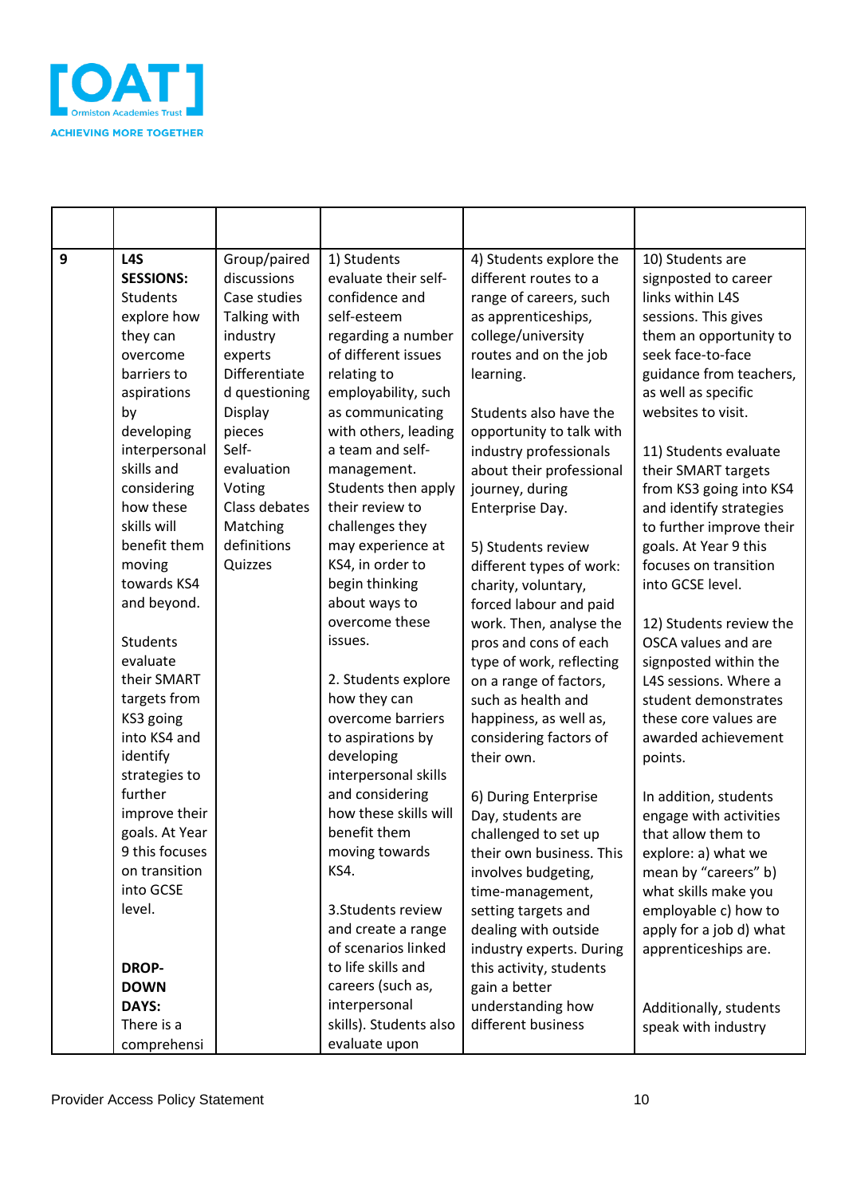| | | | | | |
|---|---|---|---|---|---|
| 9 | **L4S SESSIONS:** Students explore how they can overcome barriers to aspirations by developing interpersonal skills and considering how these skills will benefit them moving towards KS4 and beyond.<br><br>Students evaluate their SMART targets from KS3 going into KS4 and identify strategies to further improve their goals. At Year 9 this focuses on transition into GCSE level.<br><br>**DROP-DOWN DAYS:** There is a comprehensi | Group/paired discussions<br>Case studies<br>Talking with industry experts<br>Differentiated questioning<br>Display pieces<br>Self-evaluation<br>Voting<br>Class debates<br>Matching definitions<br>Quizzes | 1) Students evaluate their self-confidence and self-esteem regarding a number of different issues relating to employability, such as communicating with others, leading a team and self-management. Students then apply their review to challenges they may experience at KS4, in order to begin thinking about ways to overcome these issues.<br><br>2. Students explore how they can overcome barriers to aspirations by developing interpersonal skills and considering how these skills will benefit them moving towards KS4.<br><br>3.Students review and create a range of scenarios linked to life skills and careers (such as, interpersonal skills). Students also evaluate upon | 4) Students explore the different routes to a range of careers, such as apprenticeships, college/university routes and on the job learning.<br><br>Students also have the opportunity to talk with industry professionals about their professional journey, during Enterprise Day.<br><br>5) Students review different types of work: charity, voluntary, forced labour and paid work. Then, analyse the pros and cons of each type of work, reflecting on a range of factors, such as health and happiness, as well as, considering factors of their own.<br><br>6) During Enterprise Day, students are challenged to set up their own business. This involves budgeting, time-management, setting targets and dealing with outside industry experts. During this activity, students gain a better understanding how different business | 10) Students are signposted to career links within L4S sessions. This gives them an opportunity to seek face-to-face guidance from teachers, as well as specific websites to visit.<br><br>11) Students evaluate their SMART targets from KS3 going into KS4 and identify strategies to further improve their goals. At Year 9 this focuses on transition into GCSE level.<br><br>12) Students review the OSCA values and are signposted within the L4S sessions. Where a student demonstrates these core values are awarded achievement points.<br><br>In addition, students engage with activities that allow them to explore: a) what we mean by "careers" b) what skills make you employable c) how to apply for a job d) what apprenticeships are.<br><br>Additionally, students speak with industry |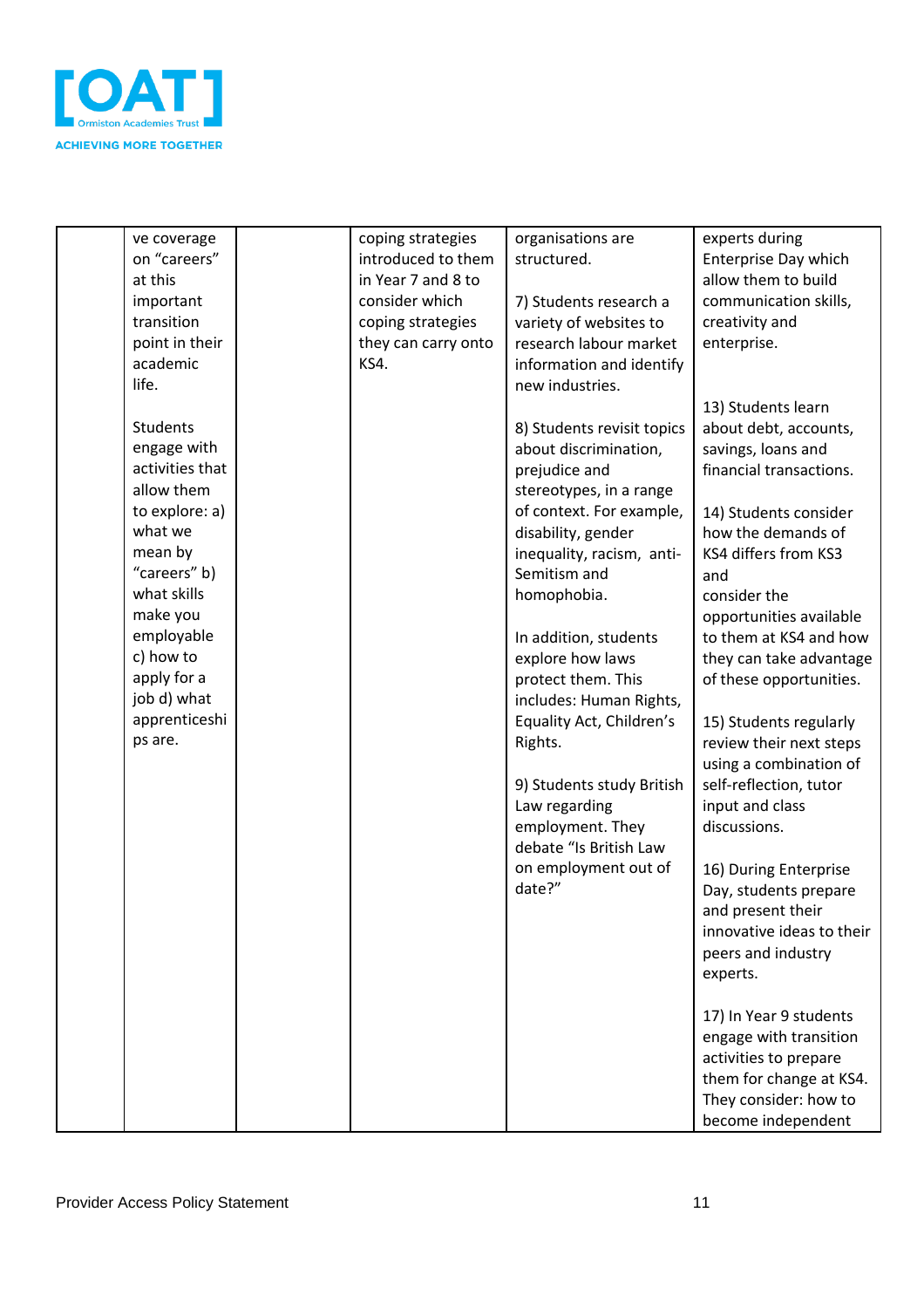| | | | | | |
|---|---|---|---|---|---|
| | ve coverage on "careers" at this important transition point in their academic life.<br><br>Students engage with activities that allow them to explore: a) what we mean by "careers" b) what skills make you employable c) how to apply for a job d) what apprenticeships are. | | coping strategies introduced to them in Year 7 and 8 to consider which coping strategies they can carry onto KS4. | organisations are structured.<br><br>7) Students research a variety of websites to research labour market information and identify new industries.<br><br>8) Students revisit topics about discrimination, prejudice and stereotypes, in a range of context. For example, disability, gender inequality, racism, anti-Semitism and homophobia.<br><br>In addition, students explore how laws protect them. This includes: Human Rights, Equality Act, Children's Rights.<br><br>9) Students study British Law regarding employment. They debate "Is British Law on employment out of date?" | experts during Enterprise Day which allow them to build communication skills, creativity and enterprise.<br><br>13) Students learn about debt, accounts, savings, loans and financial transactions.<br><br>14) Students consider how the demands of KS4 differs from KS3 and consider the opportunities available to them at KS4 and how they can take advantage of these opportunities.<br><br>15) Students regularly review their next steps using a combination of self-reflection, tutor input and class discussions.<br><br>16) During Enterprise Day, students prepare and present their innovative ideas to their peers and industry experts.<br><br>17) In Year 9 students engage with transition activities to prepare them for change at KS4. They consider: how to become independent |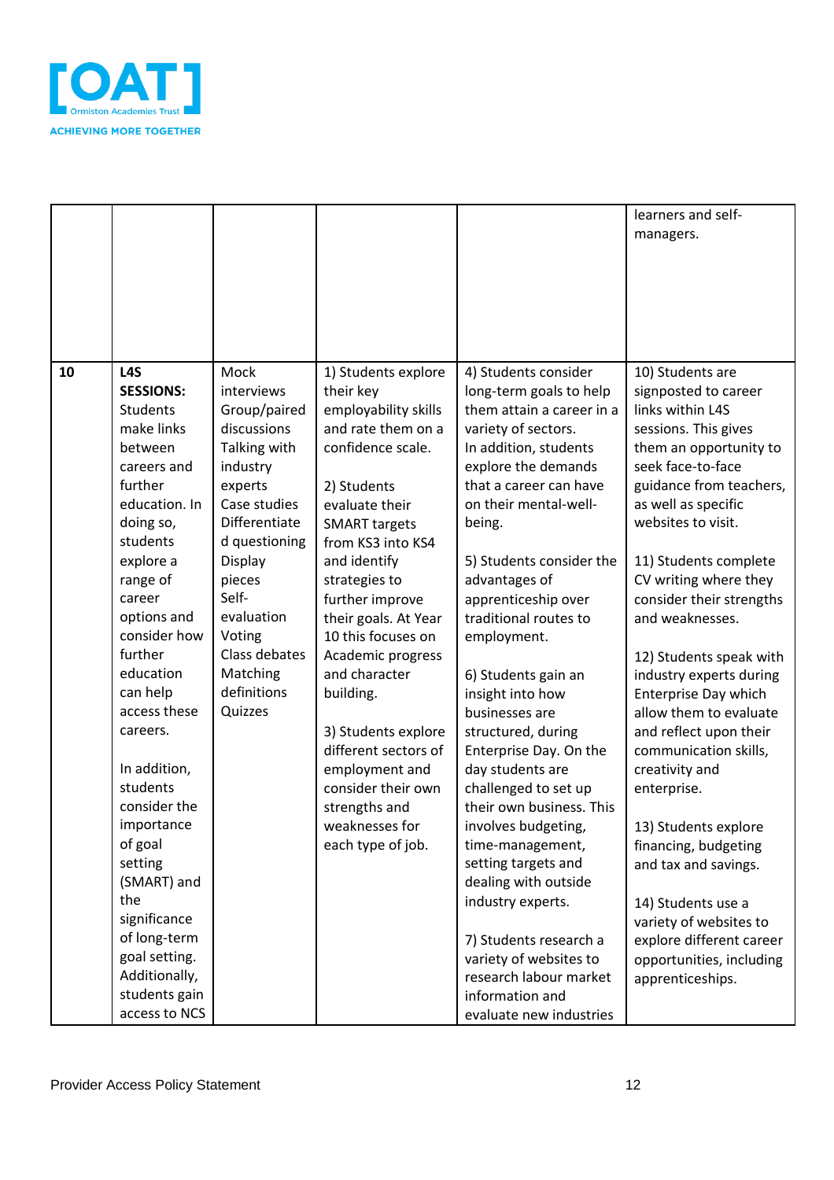|  |  |  |  |  |  |
|---|---|---|---|---|---|
|  |  |  |  |  | learners and self-managers. |
| 10 | **L4S SESSIONS:** Students make links between careers and further education. In doing so, students explore a range of career options and consider how further education can help access these careers.<br><br>In addition, students consider the importance of goal setting (SMART) and the significance of long-term goal setting. Additionally, students gain access to NCS | Mock interviews<br>Group/paired discussions<br>Talking with industry experts<br>Case studies<br>Differentiated questioning<br>Display pieces<br>Self-evaluation<br>Voting<br>Class debates<br>Matching definitions<br>Quizzes | 1) Students explore their key employability skills and rate them on a confidence scale.<br><br>2) Students evaluate their SMART targets from KS3 into KS4 and identify strategies to further improve their goals. At Year 10 this focuses on Academic progress and character building.<br><br>3) Students explore different sectors of employment and consider their own strengths and weaknesses for each type of job. | 4) Students consider long-term goals to help them attain a career in a variety of sectors. In addition, students explore the demands that a career can have on their mental-well-being.<br><br>5) Students consider the advantages of apprenticeship over traditional routes to employment.<br><br>6) Students gain an insight into how businesses are structured, during Enterprise Day. On the day students are challenged to set up their own business. This involves budgeting, time-management, setting targets and dealing with outside industry experts.<br><br>7) Students research a variety of websites to research labour market information and evaluate new industries | 10) Students are signposted to career links within L4S sessions. This gives them an opportunity to seek face-to-face guidance from teachers, as well as specific websites to visit.<br><br>11) Students complete CV writing where they consider their strengths and weaknesses.<br><br>12) Students speak with industry experts during Enterprise Day which allow them to evaluate and reflect upon their communication skills, creativity and enterprise.<br><br>13) Students explore financing, budgeting and tax and savings.<br><br>14) Students use a variety of websites to explore different career opportunities, including apprenticeships. |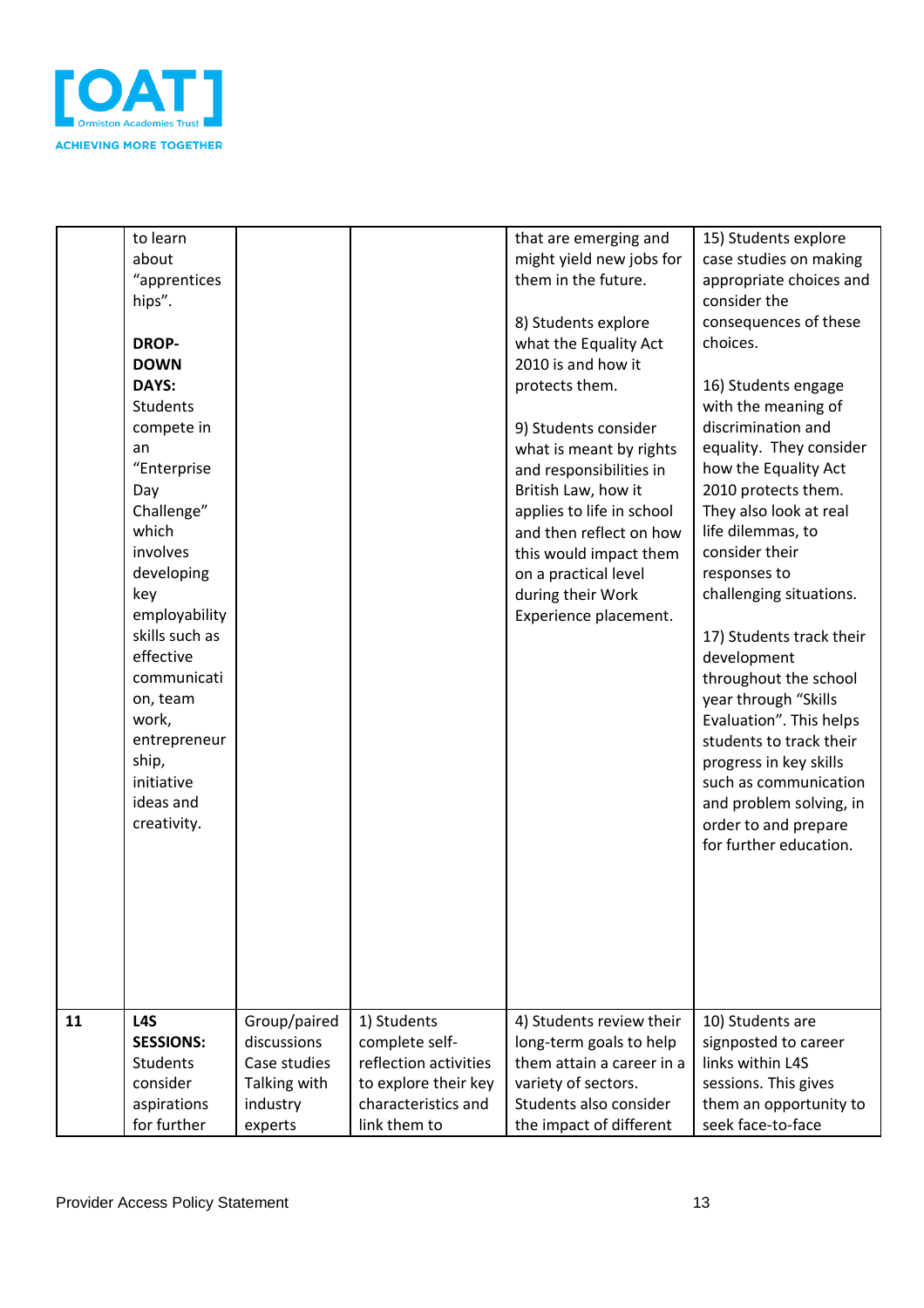| | | | | | |
|---|---|---|---|---|---|
| | to learn about "apprenticeships".<br><br>**DROP-DOWN DAYS:** Students compete in an "Enterprise Day Challenge" which involves developing key employability skills such as effective communication, team work, entrepreneurship, initiative ideas and creativity. | | | that are emerging and might yield new jobs for them in the future.<br><br>8) Students explore what the Equality Act 2010 is and how it protects them.<br><br>9) Students consider what is meant by rights and responsibilities in British Law, how it applies to life in school and then reflect on how this would impact them on a practical level during their Work Experience placement. | 15) Students explore case studies on making appropriate choices and consider the consequences of these choices.<br><br>16) Students engage with the meaning of discrimination and equality. They consider how the Equality Act 2010 protects them. They also look at real life dilemmas, to consider their responses to challenging situations.<br><br>17) Students track their development throughout the school year through "Skills Evaluation". This helps students to track their progress in key skills such as communication and problem solving, in order to and prepare for further education. |
| **11** | **L4S SESSIONS:** Students consider aspirations for further | Group/paired discussions<br>Case studies<br>Talking with industry experts | 1) Students complete self-reflection activities to explore their key characteristics and link them to | 4) Students review their long-term goals to help them attain a career in a variety of sectors. Students also consider the impact of different | 10) Students are signposted to career links within L4S sessions. This gives them an opportunity to seek face-to-face |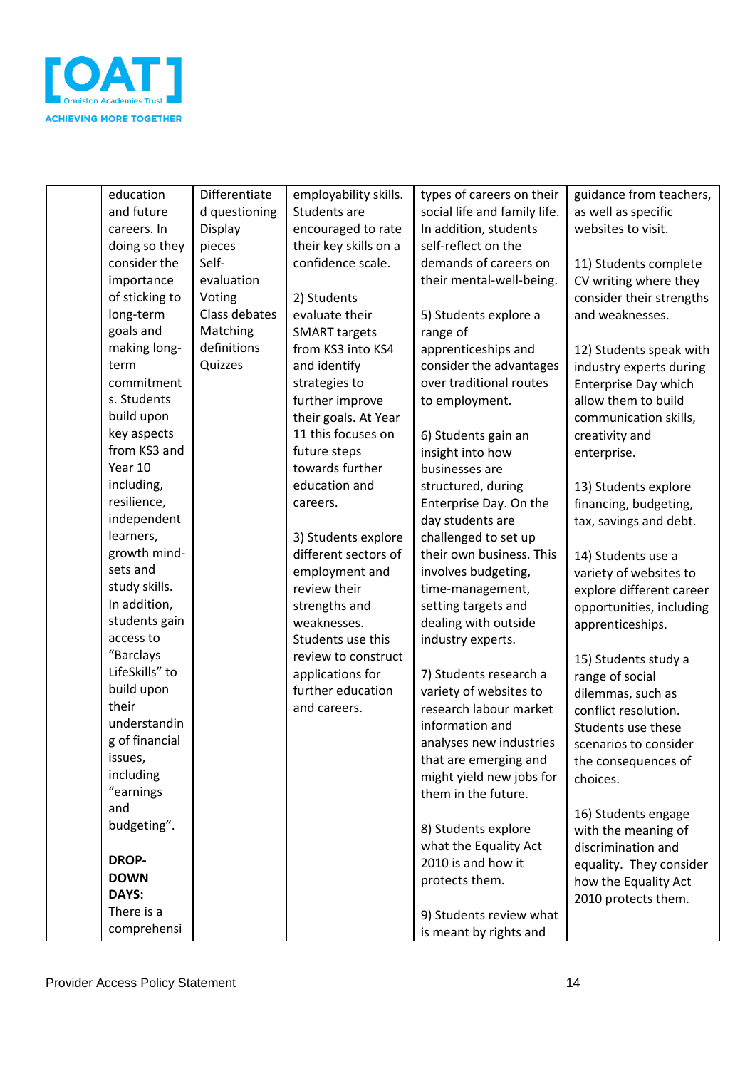| | | | | | |
|---|---|---|---|---|---|
| | education and future careers. In doing so they consider the importance of sticking to long-term goals and making long-term commitments. Students build upon key aspects from KS3 and Year 10 including, resilience, independent learners, growth mind-sets and study skills. In addition, students gain access to "Barclays LifeSkills" to build upon their understanding of financial issues, including "earnings and budgeting".<br><br>**DROP-DOWN DAYS:**<br>There is a comprehensi | Differentiated questioning<br>Display pieces<br>Self-evaluation<br>Voting<br>Class debates<br>Matching definitions<br>Quizzes | employability skills. Students are encouraged to rate their key skills on a confidence scale.<br><br>2) Students evaluate their SMART targets from KS3 into KS4 and identify strategies to further improve their goals. At Year 11 this focuses on future steps towards further education and careers.<br><br>3) Students explore different sectors of employment and review their strengths and weaknesses. Students use this review to construct applications for further education and careers. | types of careers on their social life and family life. In addition, students self-reflect on the demands of careers on their mental-well-being.<br><br>5) Students explore a range of apprenticeships and consider the advantages over traditional routes to employment.<br><br>6) Students gain an insight into how businesses are structured, during Enterprise Day. On the day students are challenged to set up their own business. This involves budgeting, time-management, setting targets and dealing with outside industry experts.<br><br>7) Students research a variety of websites to research labour market information and analyses new industries that are emerging and might yield new jobs for them in the future.<br><br>8) Students explore what the Equality Act 2010 is and how it protects them.<br><br>9) Students review what is meant by rights and | guidance from teachers, as well as specific websites to visit.<br><br>11) Students complete CV writing where they consider their strengths and weaknesses.<br><br>12) Students speak with industry experts during Enterprise Day which allow them to build communication skills, creativity and enterprise.<br><br>13) Students explore financing, budgeting, tax, savings and debt.<br><br>14) Students use a variety of websites to explore different career opportunities, including apprenticeships.<br><br>15) Students study a range of social dilemmas, such as conflict resolution. Students use these scenarios to consider the consequences of choices.<br><br>16) Students engage with the meaning of discrimination and equality. They consider how the Equality Act 2010 protects them. |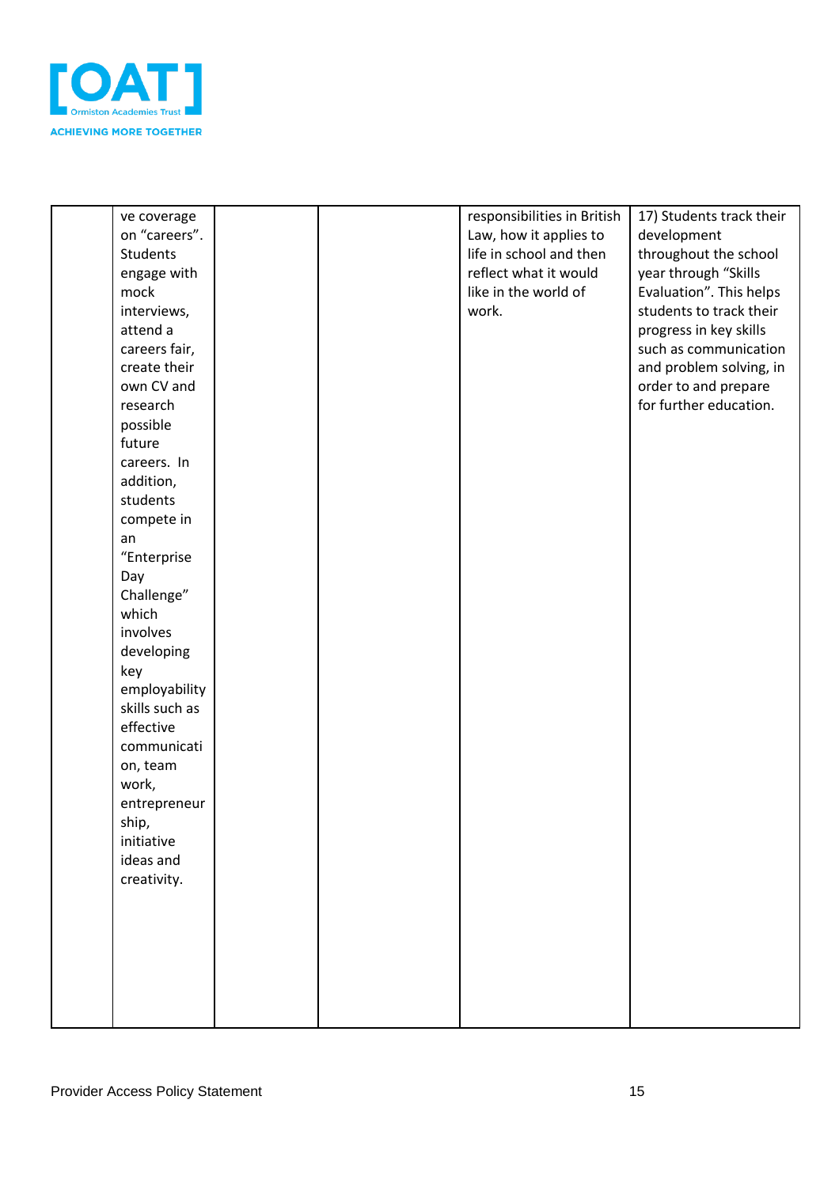|  |  |  |  |  |  |
|---|---|---|---|---|---|
|  | ve coverage on "careers". Students engage with mock interviews, attend a careers fair, create their own CV and research possible future careers. In addition, students compete in an "Enterprise Day Challenge" which involves developing key employability skills such as effective communication, team work, entrepreneurship, initiative ideas and creativity. |  |  | responsibilities in British Law, how it applies to life in school and then reflect what it would like in the world of work. | 17) Students track their development throughout the school year through "Skills Evaluation". This helps students to track their progress in key skills such as communication and problem solving, in order to and prepare for further education. |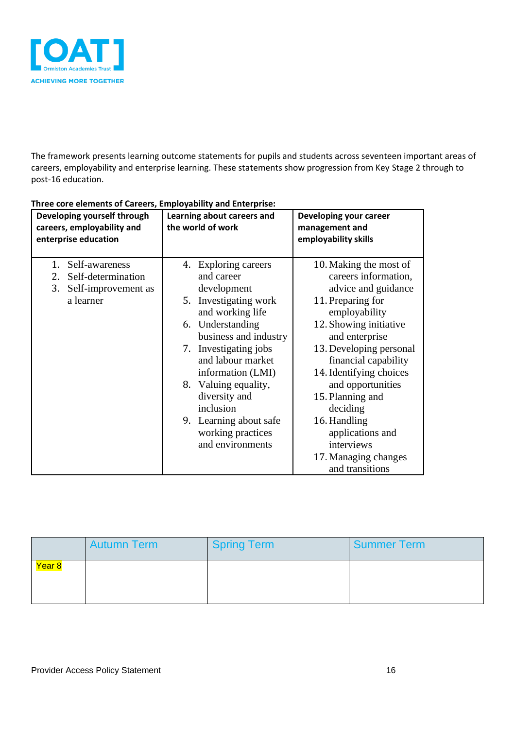The framework presents learning outcome statements for pupils and students across seventeen important areas of careers, employability and enterprise learning. These statements show progression from Key Stage 2 through to post-16 education.

**Three core elements of Careers, Employability and Enterprise:**

| Developing yourself through careers, employability and enterprise education | Learning about careers and the world of work | Developing your career management and employability skills |
|---|---|---|
| 1. Self-awareness<br>2. Self-determination<br>3. Self-improvement as a learner | 4. Exploring careers and career development<br>5. Investigating work and working life<br>6. Understanding business and industry<br>7. Investigating jobs and labour market information (LMI)<br>8. Valuing equality, diversity and inclusion<br>9. Learning about safe working practices and environments | 10. Making the most of careers information, advice and guidance<br>11. Preparing for employability<br>12. Showing initiative and enterprise<br>13. Developing personal financial capability<br>14. Identifying choices and opportunities<br>15. Planning and deciding<br>16. Handling applications and interviews<br>17. Managing changes and transitions |

| | Autumn Term | Spring Term | Summer Term |
|---|---|---|---|
| Year 8 | | | |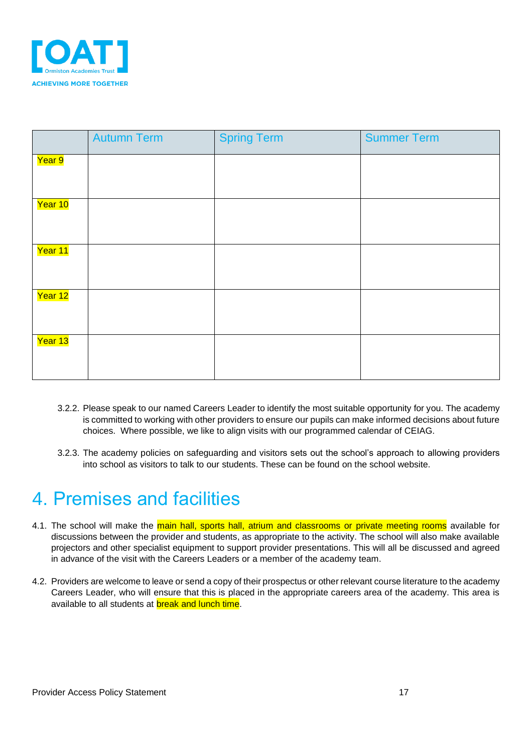| | Autumn Term | Spring Term | Summer Term |
|---|---|---|---|
| Year 9 | | | |
| Year 10 | | | |
| Year 11 | | | |
| Year 12 | | | |
| Year 13 | | | |

3.2.2. Please speak to our named Careers Leader to identify the most suitable opportunity for you. The academy is committed to working with other providers to ensure our pupils can make informed decisions about future choices. Where possible, we like to align visits with our programmed calendar of CEIAG.

3.2.3. The academy policies on safeguarding and visitors sets out the school's approach to allowing providers into school as visitors to talk to our students. These can be found on the school website.

# 4. Premises and facilities

4.1. The school will make the main hall, sports hall, atrium and classrooms or private meeting rooms available for discussions between the provider and students, as appropriate to the activity. The school will also make available projectors and other specialist equipment to support provider presentations. This will all be discussed and agreed in advance of the visit with the Careers Leaders or a member of the academy team.

4.2. Providers are welcome to leave or send a copy of their prospectus or other relevant course literature to the academy Careers Leader, who will ensure that this is placed in the appropriate careers area of the academy. This area is available to all students at break and lunch time.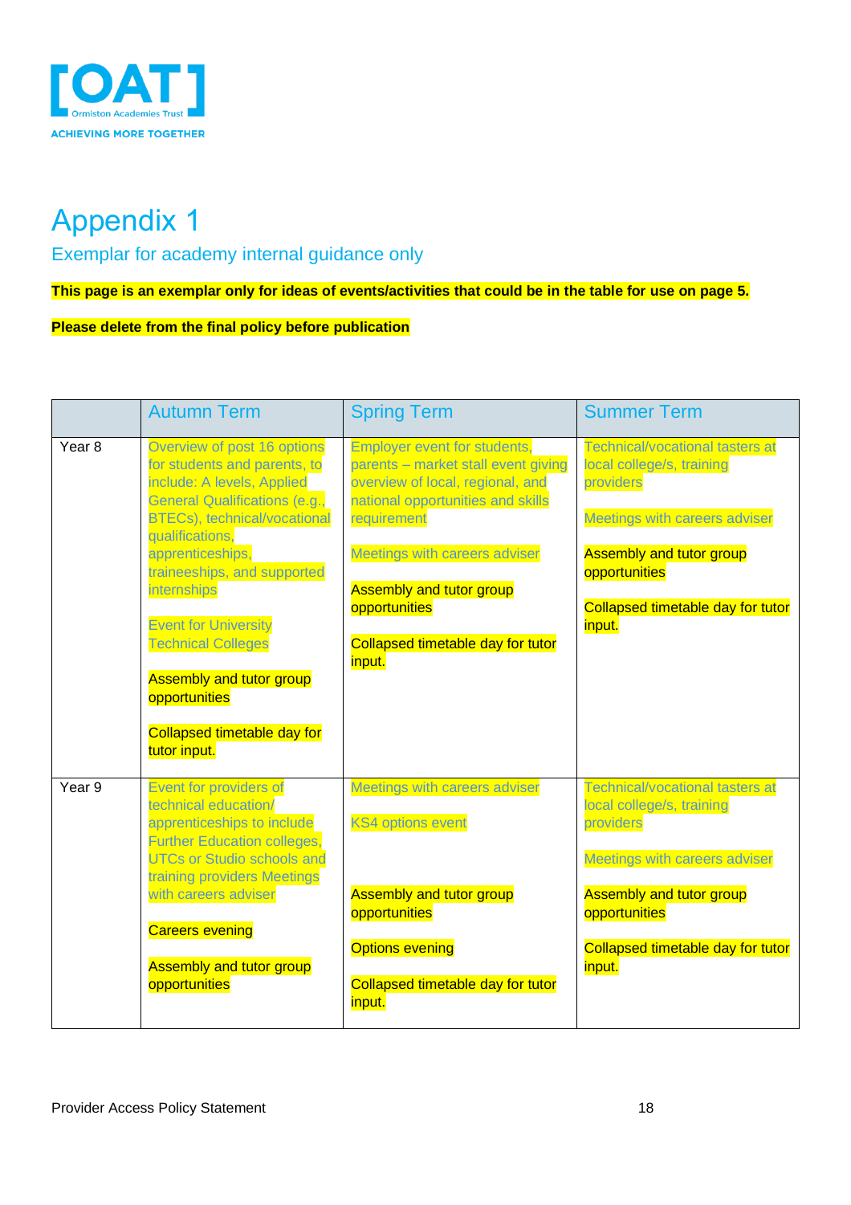# Appendix 1

## Exemplar for academy internal guidance only

**This page is an exemplar only for ideas of events/activities that could be in the table for use on page 5.**

**Please delete from the final policy before publication**

| | Autumn Term | Spring Term | Summer Term |
|---|---|---|---|
| Year 8 | Overview of post 16 options for students and parents, to include: A levels, Applied General Qualifications (e.g., BTECs), technical/vocational qualifications, apprenticeships, traineeships, and supported internships<br><br>Event for University Technical Colleges<br><br>Assembly and tutor group opportunities<br><br>Collapsed timetable day for tutor input. | Employer event for students, parents – market stall event giving overview of local, regional, and national opportunities and skills requirement<br><br>Meetings with careers adviser<br><br>Assembly and tutor group opportunities<br><br>Collapsed timetable day for tutor input. | Technical/vocational tasters at local college/s, training providers<br><br>Meetings with careers adviser<br><br>Assembly and tutor group opportunities<br><br>Collapsed timetable day for tutor input. |
| Year 9 | Event for providers of technical education/ apprenticeships to include Further Education colleges, UTCs or Studio schools and training providers Meetings with careers adviser<br><br>Careers evening<br><br>Assembly and tutor group opportunities | Meetings with careers adviser<br><br>KS4 options event<br><br>Assembly and tutor group opportunities<br><br>Options evening<br><br>Collapsed timetable day for tutor input. | Technical/vocational tasters at local college/s, training providers<br><br>Meetings with careers adviser<br><br>Assembly and tutor group opportunities<br><br>Collapsed timetable day for tutor input. |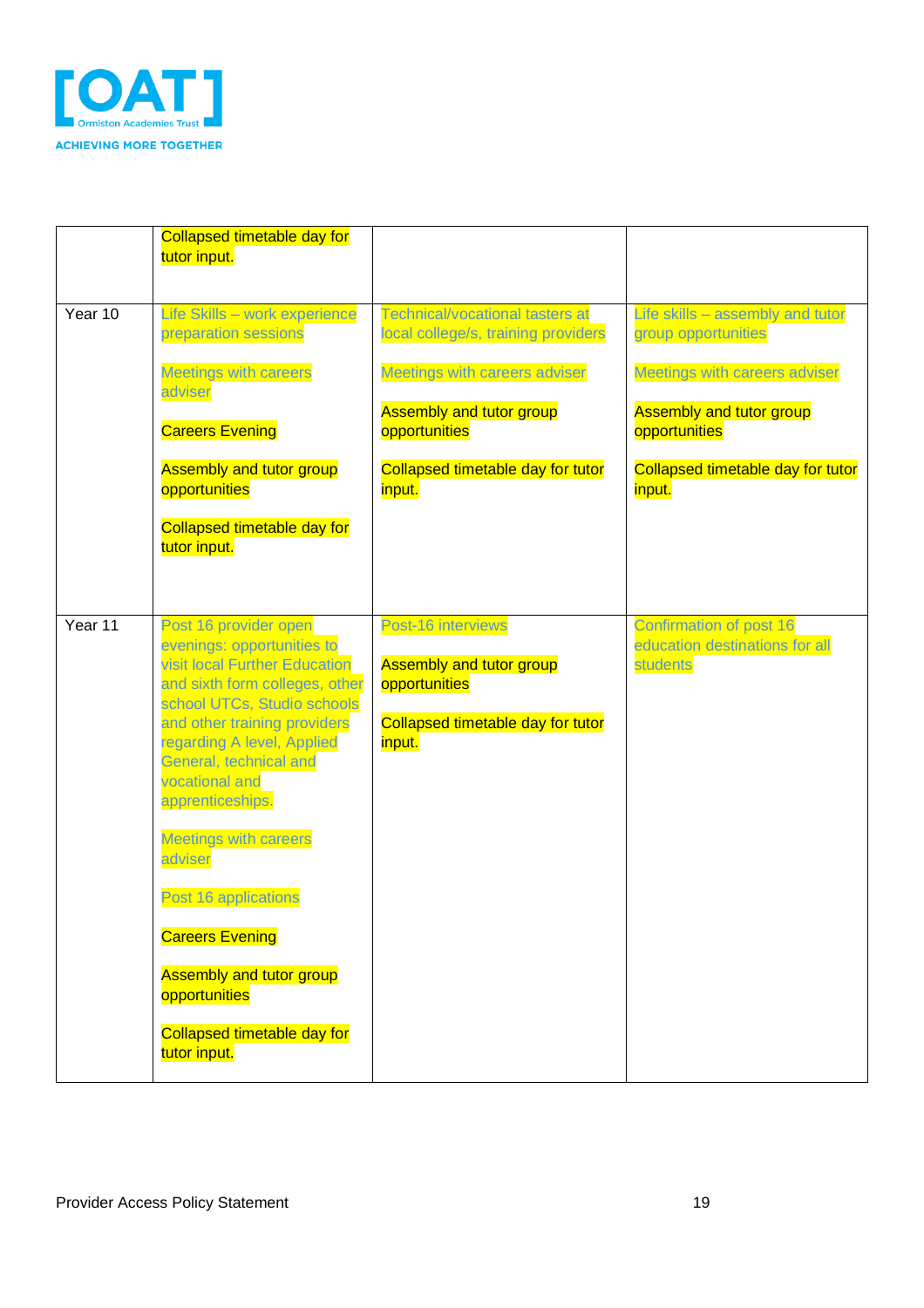|  |  |  |  |
|---|---|---|---|
|  | Collapsed timetable day for tutor input. |  |  |
| Year 10 | Life Skills – work experience preparation sessions<br><br>Meetings with careers adviser<br><br>Careers Evening<br><br>Assembly and tutor group opportunities<br><br>Collapsed timetable day for tutor input. | Technical/vocational tasters at local college/s, training providers<br><br>Meetings with careers adviser<br><br>Assembly and tutor group opportunities<br><br>Collapsed timetable day for tutor input. | Life skills – assembly and tutor group opportunities<br><br>Meetings with careers adviser<br><br>Assembly and tutor group opportunities<br><br>Collapsed timetable day for tutor input. |
| Year 11 | Post 16 provider open evenings: opportunities to visit local Further Education and sixth form colleges, other school UTCs, Studio schools and other training providers regarding A level, Applied General, technical and vocational and apprenticeships.<br><br>Meetings with careers adviser<br><br>Post 16 applications<br><br>Careers Evening<br><br>Assembly and tutor group opportunities<br><br>Collapsed timetable day for tutor input. | Post-16 interviews<br><br>Assembly and tutor group opportunities<br><br>Collapsed timetable day for tutor input. | Confirmation of post 16 education destinations for all students |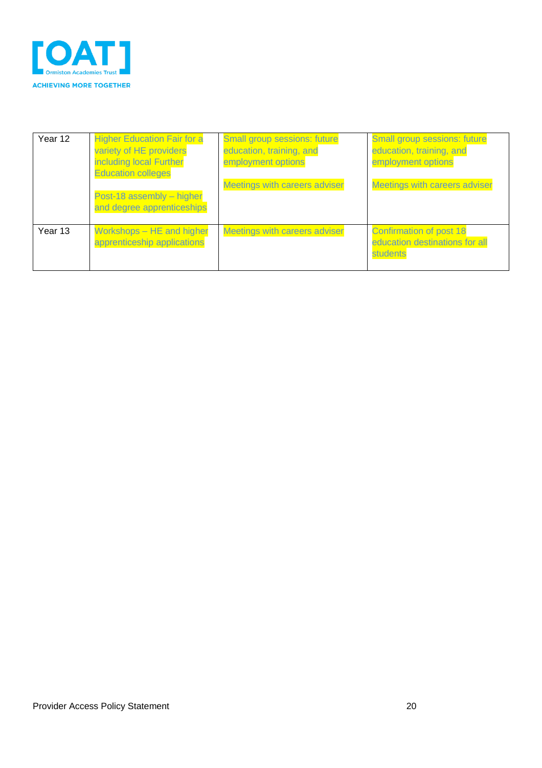| | | | |
|---|---|---|---|
| Year 12 | Higher Education Fair for a variety of HE providers including local Further Education colleges<br><br>Post-18 assembly – higher and degree apprenticeships | Small group sessions: future education, training, and employment options<br><br>Meetings with careers adviser | Small group sessions: future education, training, and employment options<br><br>Meetings with careers adviser |
| Year 13 | Workshops – HE and higher apprenticeship applications | Meetings with careers adviser | Confirmation of post 18 education destinations for all students |